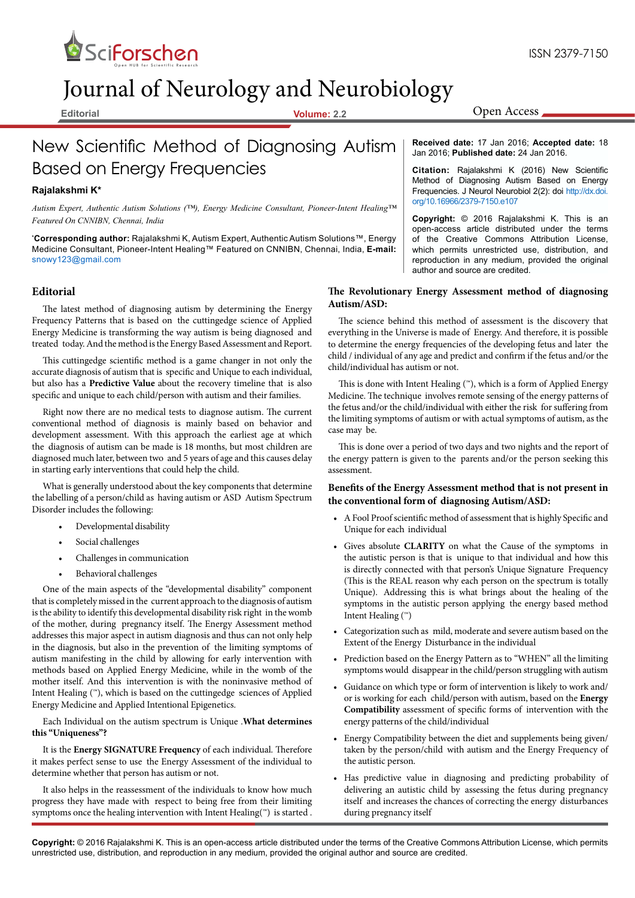# New Scientific Method of Diagnosing Autism Based on Energy Frequencies

**Rajalakshmi K***

*Autism Expert, Authentic Autism Solutions (™), Energy Medicine Consultant, Pioneer-Intent Healing™ Featured On CNNIBN, Chennai, India*

***Corresponding author:** Rajalakshmi K, Autism Expert, Authentic Autism Solutions™, Energy Medicine Consultant, Pioneer-Intent Healing™ Featured on CNNIBN, Chennai, India, **E-mail:** snowy123@gmail.com

**Received date:** 17 Jan 2016; **Accepted date:** 18 Jan 2016; **Published date:** 24 Jan 2016.

**Citation:** Rajalakshmi K (2016) New Scientific Method of Diagnosing Autism Based on Energy Frequencies. J Neurol Neurobiol 2(2): doi http://dx.doi.org/10.16966/2379-7150.e107

**Copyright:** © 2016 Rajalakshmi K. This is an open-access article distributed under the terms of the Creative Commons Attribution License, which permits unrestricted use, distribution, and reproduction in any medium, provided the original author and source are credited.

## Editorial

The latest method of diagnosing autism by determining the Energy Frequency Patterns that is based on the cuttingedge science of Applied Energy Medicine is transforming the way autism is being diagnosed and treated today. And the method is the Energy Based Assessment and Report.

This cuttingedge scientific method is a game changer in not only the accurate diagnosis of autism that is specific and Unique to each individual, but also has a **Predictive Value** about the recovery timeline that is also specific and unique to each child/person with autism and their families.

Right now there are no medical tests to diagnose autism. The current conventional method of diagnosis is mainly based on behavior and development assessment. With this approach the earliest age at which the diagnosis of autism can be made is 18 months, but most children are diagnosed much later, between two and 5 years of age and this causes delay in starting early interventions that could help the child.

What is generally understood about the key components that determine the labelling of a person/child as having autism or ASD Autism Spectrum Disorder includes the following:

- Developmental disability
- Social challenges
- Challenges in communication
- Behavioral challenges

One of the main aspects of the "developmental disability" component that is completely missed in the current approach to the diagnosis of autism is the ability to identify this developmental disability risk right in the womb of the mother, during pregnancy itself. The Energy Assessment method addresses this major aspect in autism diagnosis and thus can not only help in the diagnosis, but also in the prevention of the limiting symptoms of autism manifesting in the child by allowing for early intervention with methods based on Applied Energy Medicine, while in the womb of the mother itself. And this intervention is with the noninvasive method of Intent Healing (™), which is based on the cuttingedge sciences of Applied Energy Medicine and Applied Intentional Epigenetics.

Each Individual on the autism spectrum is Unique .**What determines this "Uniqueness"?**

It is the **Energy SIGNATURE Frequency** of each individual. Therefore it makes perfect sense to use the Energy Assessment of the individual to determine whether that person has autism or not.

It also helps in the reassessment of the individuals to know how much progress they have made with respect to being free from their limiting symptoms once the healing intervention with Intent Healing(™) is started .

## The Revolutionary Energy Assessment method of diagnosing Autism/ASD:

The science behind this method of assessment is the discovery that everything in the Universe is made of Energy. And therefore, it is possible to determine the energy frequencies of the developing fetus and later the child / individual of any age and predict and confirm if the fetus and/or the child/individual has autism or not.

This is done with Intent Healing (™), which is a form of Applied Energy Medicine. The technique involves remote sensing of the energy patterns of the fetus and/or the child/individual with either the risk for suffering from the limiting symptoms of autism or with actual symptoms of autism, as the case may be.

This is done over a period of two days and two nights and the report of the energy pattern is given to the parents and/or the person seeking this assessment.

## Benefits of the Energy Assessment method that is not present in the conventional form of diagnosing Autism/ASD:

- A Fool Proof scientific method of assessment that is highly Specific and Unique for each individual
- Gives absolute **CLARITY** on what the Cause of the symptoms in the autistic person is that is unique to that individual and how this is directly connected with that person's Unique Signature Frequency (This is the REAL reason why each person on the spectrum is totally Unique). Addressing this is what brings about the healing of the symptoms in the autistic person applying the energy based method Intent Healing (™)
- Categorization such as mild, moderate and severe autism based on the Extent of the Energy Disturbance in the individual
- Prediction based on the Energy Pattern as to "WHEN" all the limiting symptoms would disappear in the child/person struggling with autism
- Guidance on which type or form of intervention is likely to work and/or is working for each child/person with autism, based on the **Energy Compatibility** assessment of specific forms of intervention with the energy patterns of the child/individual
- Energy Compatibility between the diet and supplements being given/taken by the person/child with autism and the Energy Frequency of the autistic person.
- Has predictive value in diagnosing and predicting probability of delivering an autistic child by assessing the fetus during pregnancy itself and increases the chances of correcting the energy disturbances during pregnancy itself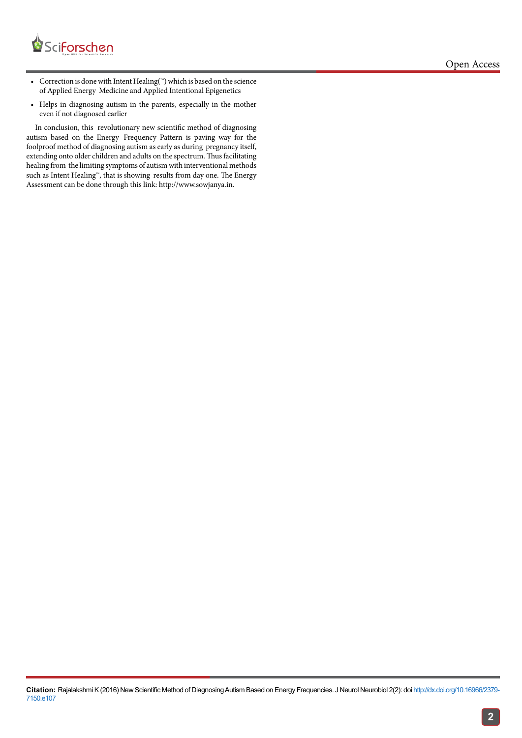- Correction is done with Intent Healing(™) which is based on the science of Applied Energy Medicine and Applied Intentional Epigenetics
- Helps in diagnosing autism in the parents, especially in the mother even if not diagnosed earlier

In conclusion, this revolutionary new scientific method of diagnosing autism based on the Energy Frequency Pattern is paving way for the foolproof method of diagnosing autism as early as during pregnancy itself, extending onto older children and adults on the spectrum. Thus facilitating healing from the limiting symptoms of autism with interventional methods such as Intent Healing™, that is showing results from day one. The Energy Assessment can be done through this link: http://www.sowjanya.in.